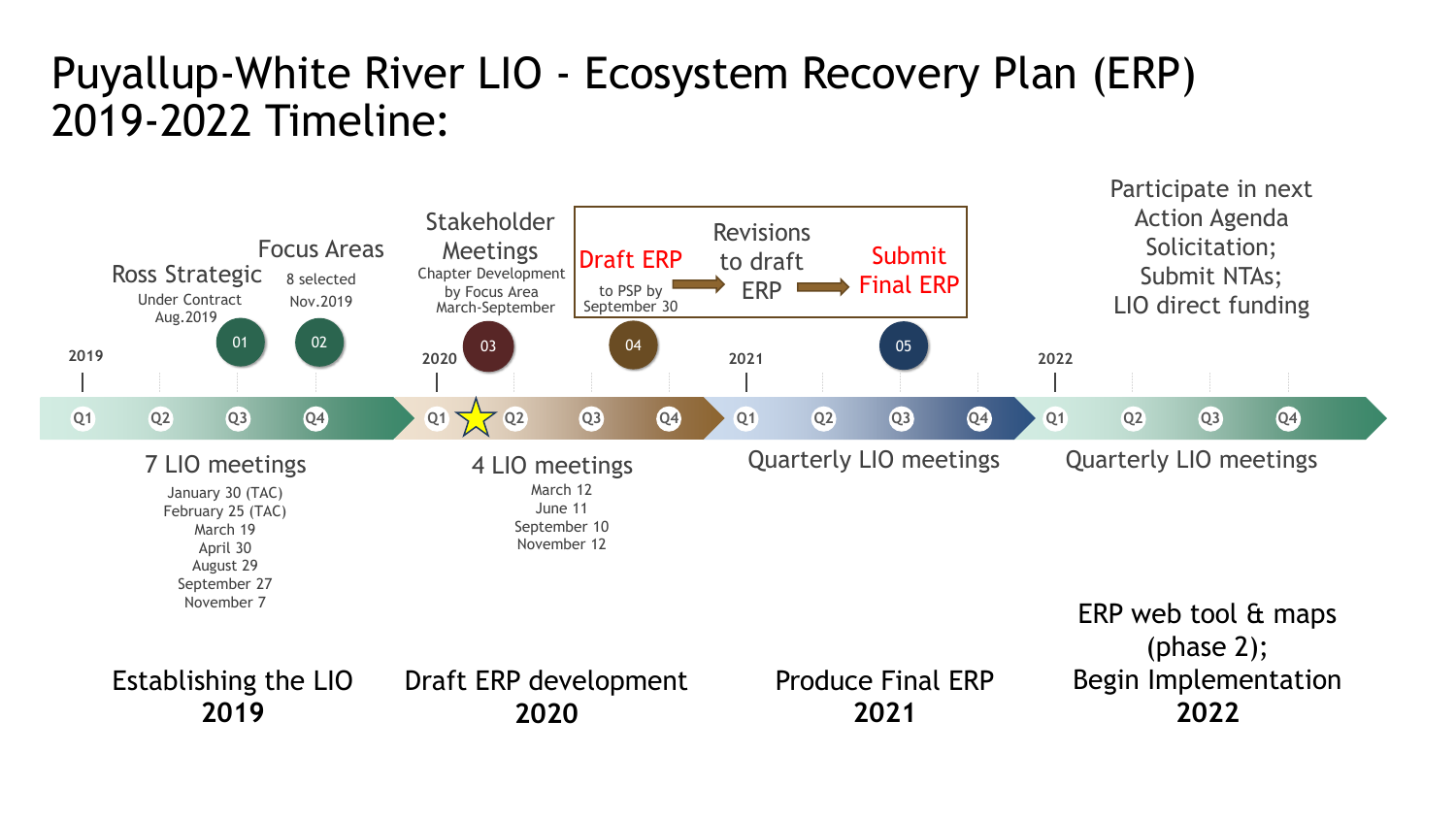# Puyallup-White River LIO - Ecosystem Recovery Plan (ERP) 2019-2022 Timeline:

## 2019 — Establishing the LIO

**Milestones:**
- 01 — Ross Strategic: Under Contract Aug.2019
- 02 — Focus Areas: 8 selected Nov.2019

**7 LIO meetings**
- January 30 (TAC)
- February 25 (TAC)
- March 19
- April 30
- August 29
- September 27
- November 7

## 2020 — Draft ERP development

**Milestones:**
- 03 — Stakeholder Meetings: Chapter Development by Focus Area March-September
- 04 — Draft ERP to PSP by September 30 → Revisions to draft ERP

**4 LIO meetings**
- March 12
- June 11
- September 10
- November 12

## 2021 — Produce Final ERP

**Milestones:**
- 05 — Submit Final ERP

Quarterly LIO meetings

## 2022 — ERP web tool & maps (phase 2); Begin Implementation

Participate in next Action Agenda Solicitation; Submit NTAs; LIO direct funding

Quarterly LIO meetings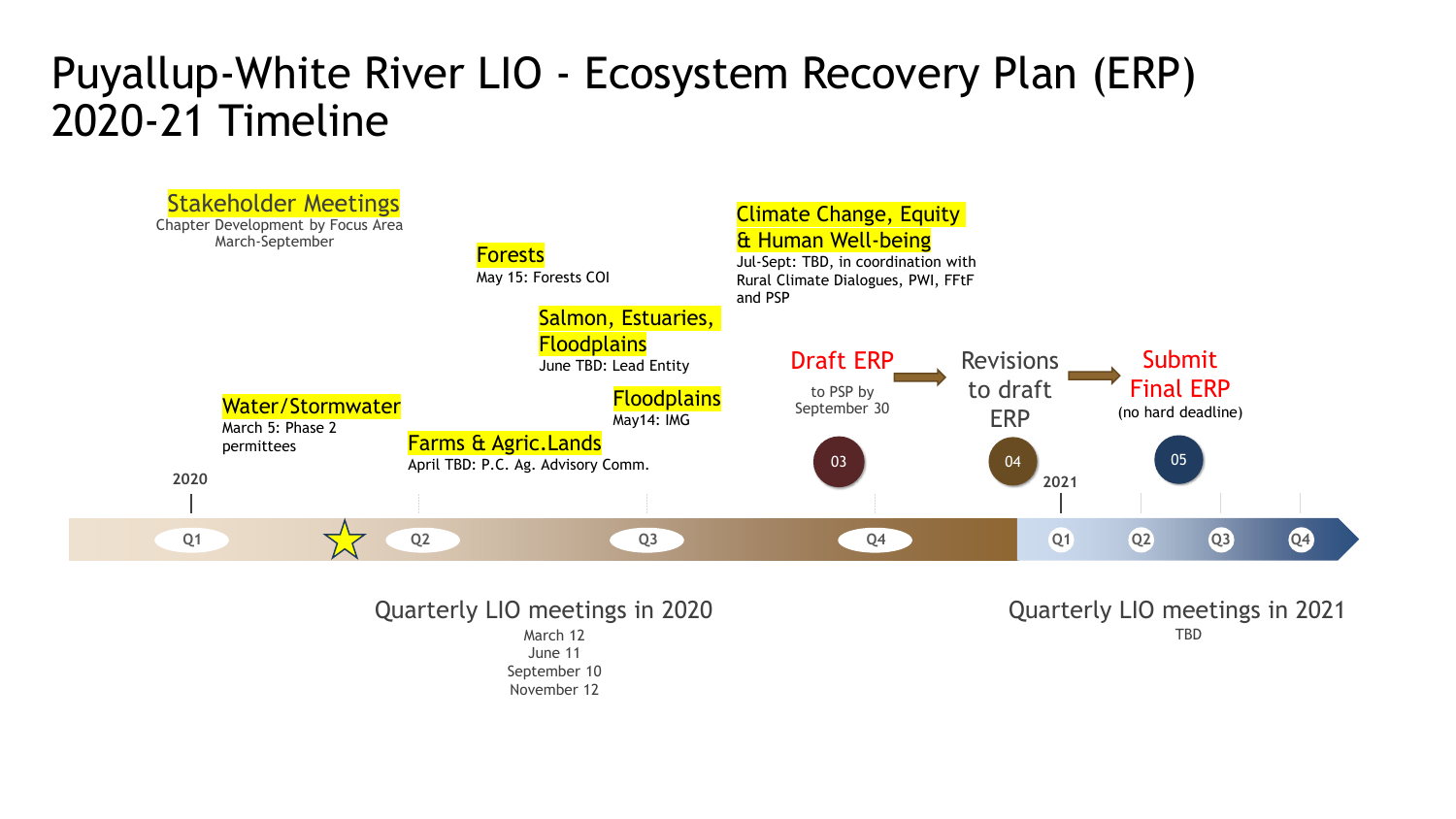# Puyallup-White River LIO - Ecosystem Recovery Plan (ERP) 2020-21 Timeline

**Stakeholder Meetings**
Chapter Development by Focus Area
March-September

**Water/Stormwater**
March 5: Phase 2 permittees

**Farms & Agric.Lands**
April TBD: P.C. Ag. Advisory Comm.

**Forests**
May 15: Forests COI

**Floodplains**
May14: IMG

**Salmon, Estuaries, Floodplains**
June TBD: Lead Entity

**Climate Change, Equity & Human Well-being**
Jul-Sept: TBD, in coordination with Rural Climate Dialogues, PWI, FFtF and PSP

**Draft ERP**
to PSP by September 30
03

**Revisions to draft ERP**
04

**Submit Final ERP**
(no hard deadline)
05

2020
Q1 Q2 Q3 Q4

2021
Q1 Q2 Q3 Q4

Quarterly LIO meetings in 2020
March 12
June 11
September 10
November 12

Quarterly LIO meetings in 2021
TBD